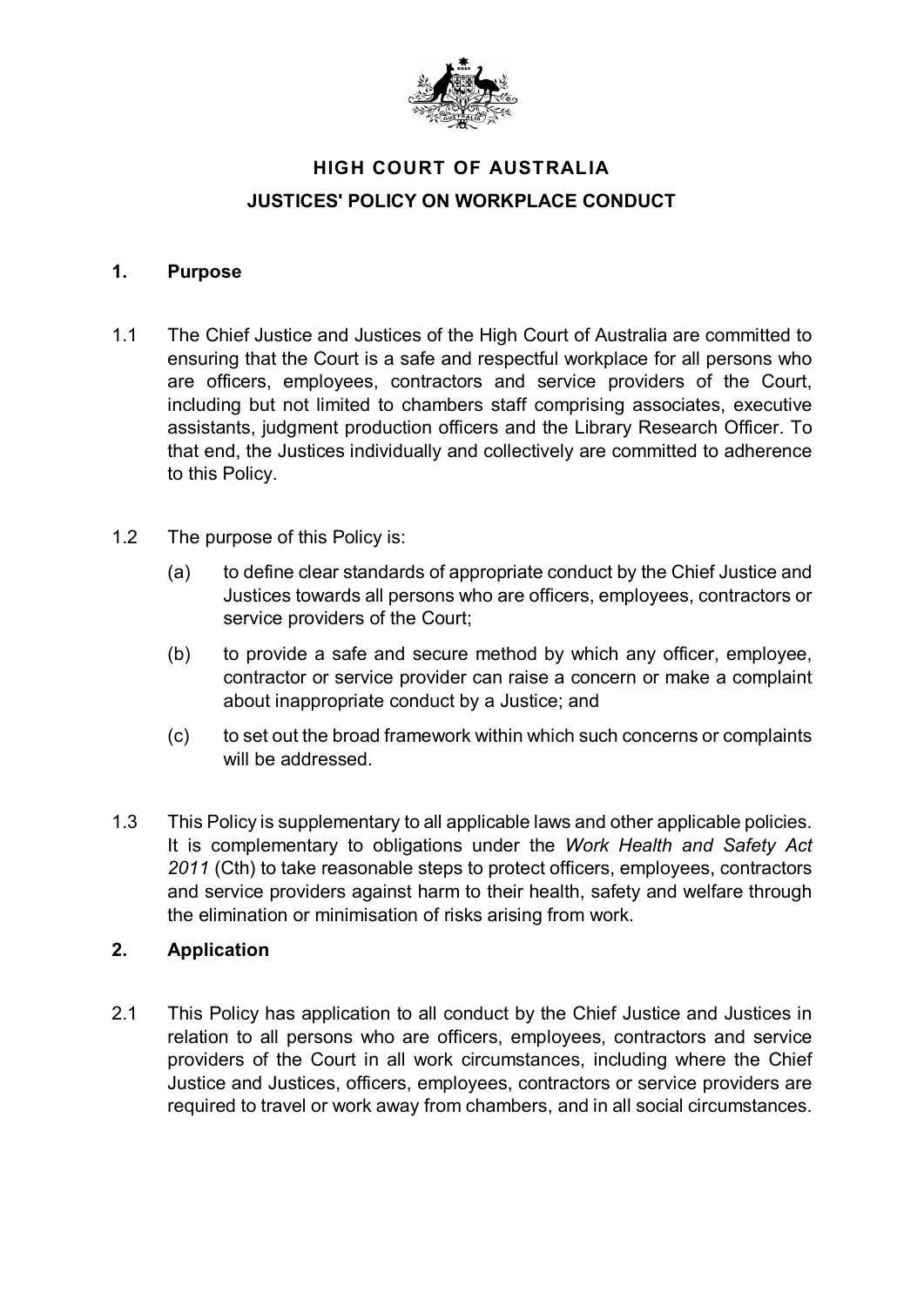# HIGH COURT OF AUSTRALIA

## JUSTICES' POLICY ON WORKPLACE CONDUCT

### 1. Purpose

1.1 The Chief Justice and Justices of the High Court of Australia are committed to ensuring that the Court is a safe and respectful workplace for all persons who are officers, employees, contractors and service providers of the Court, including but not limited to chambers staff comprising associates, executive assistants, judgment production officers and the Library Research Officer. To that end, the Justices individually and collectively are committed to adherence to this Policy.

1.2 The purpose of this Policy is:

(a) to define clear standards of appropriate conduct by the Chief Justice and Justices towards all persons who are officers, employees, contractors or service providers of the Court;

(b) to provide a safe and secure method by which any officer, employee, contractor or service provider can raise a concern or make a complaint about inappropriate conduct by a Justice; and

(c) to set out the broad framework within which such concerns or complaints will be addressed.

1.3 This Policy is supplementary to all applicable laws and other applicable policies. It is complementary to obligations under the *Work Health and Safety Act 2011* (Cth) to take reasonable steps to protect officers, employees, contractors and service providers against harm to their health, safety and welfare through the elimination or minimisation of risks arising from work.

### 2. Application

2.1 This Policy has application to all conduct by the Chief Justice and Justices in relation to all persons who are officers, employees, contractors and service providers of the Court in all work circumstances, including where the Chief Justice and Justices, officers, employees, contractors or service providers are required to travel or work away from chambers, and in all social circumstances.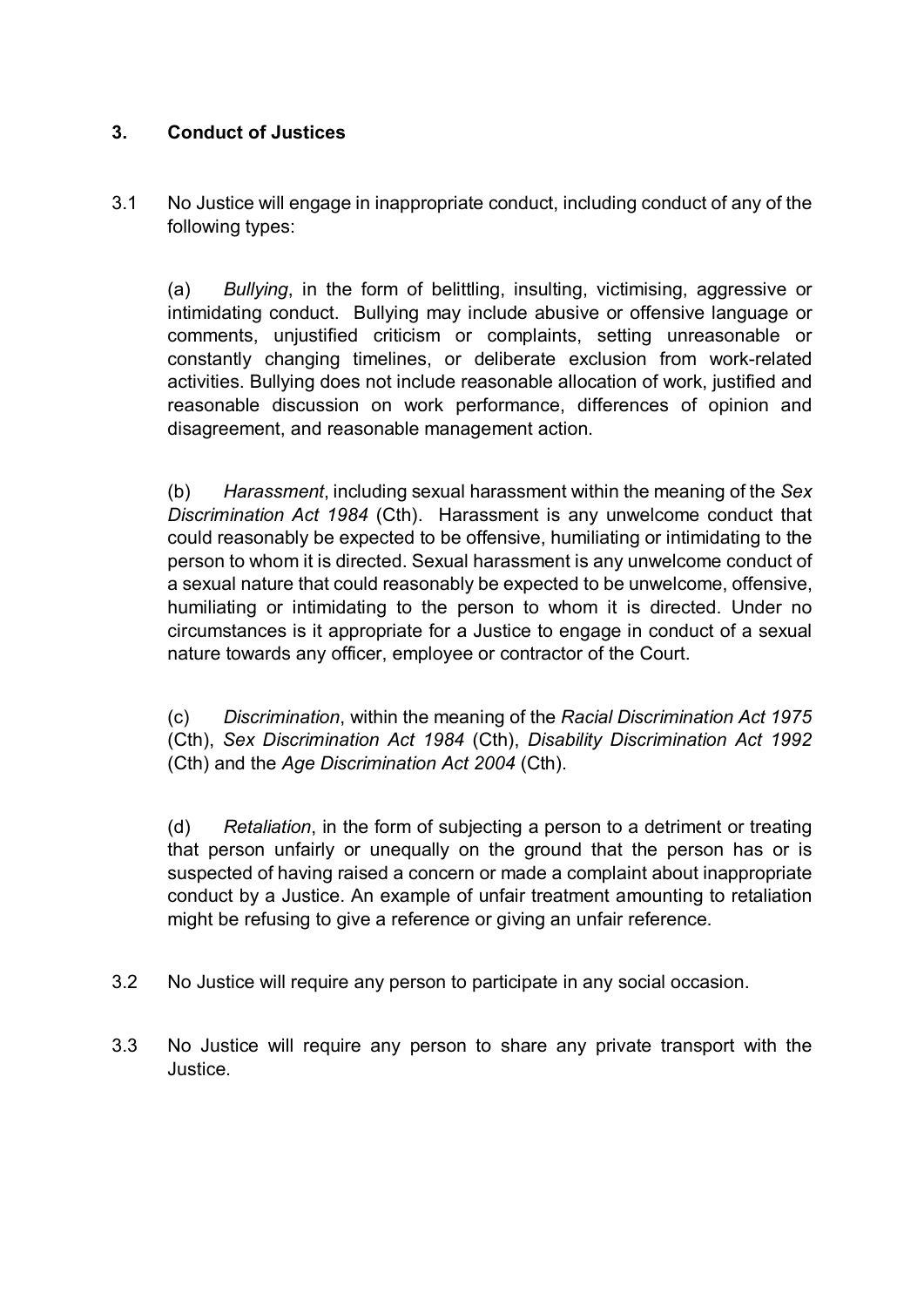## 3. Conduct of Justices

3.1 No Justice will engage in inappropriate conduct, including conduct of any of the following types:

(a) *Bullying*, in the form of belittling, insulting, victimising, aggressive or intimidating conduct. Bullying may include abusive or offensive language or comments, unjustified criticism or complaints, setting unreasonable or constantly changing timelines, or deliberate exclusion from work-related activities. Bullying does not include reasonable allocation of work, justified and reasonable discussion on work performance, differences of opinion and disagreement, and reasonable management action.

(b) *Harassment*, including sexual harassment within the meaning of the *Sex Discrimination Act 1984* (Cth). Harassment is any unwelcome conduct that could reasonably be expected to be offensive, humiliating or intimidating to the person to whom it is directed. Sexual harassment is any unwelcome conduct of a sexual nature that could reasonably be expected to be unwelcome, offensive, humiliating or intimidating to the person to whom it is directed. Under no circumstances is it appropriate for a Justice to engage in conduct of a sexual nature towards any officer, employee or contractor of the Court.

(c) *Discrimination*, within the meaning of the *Racial Discrimination Act 1975* (Cth), *Sex Discrimination Act 1984* (Cth), *Disability Discrimination Act 1992* (Cth) and the *Age Discrimination Act 2004* (Cth).

(d) *Retaliation*, in the form of subjecting a person to a detriment or treating that person unfairly or unequally on the ground that the person has or is suspected of having raised a concern or made a complaint about inappropriate conduct by a Justice. An example of unfair treatment amounting to retaliation might be refusing to give a reference or giving an unfair reference.

3.2 No Justice will require any person to participate in any social occasion.

3.3 No Justice will require any person to share any private transport with the Justice.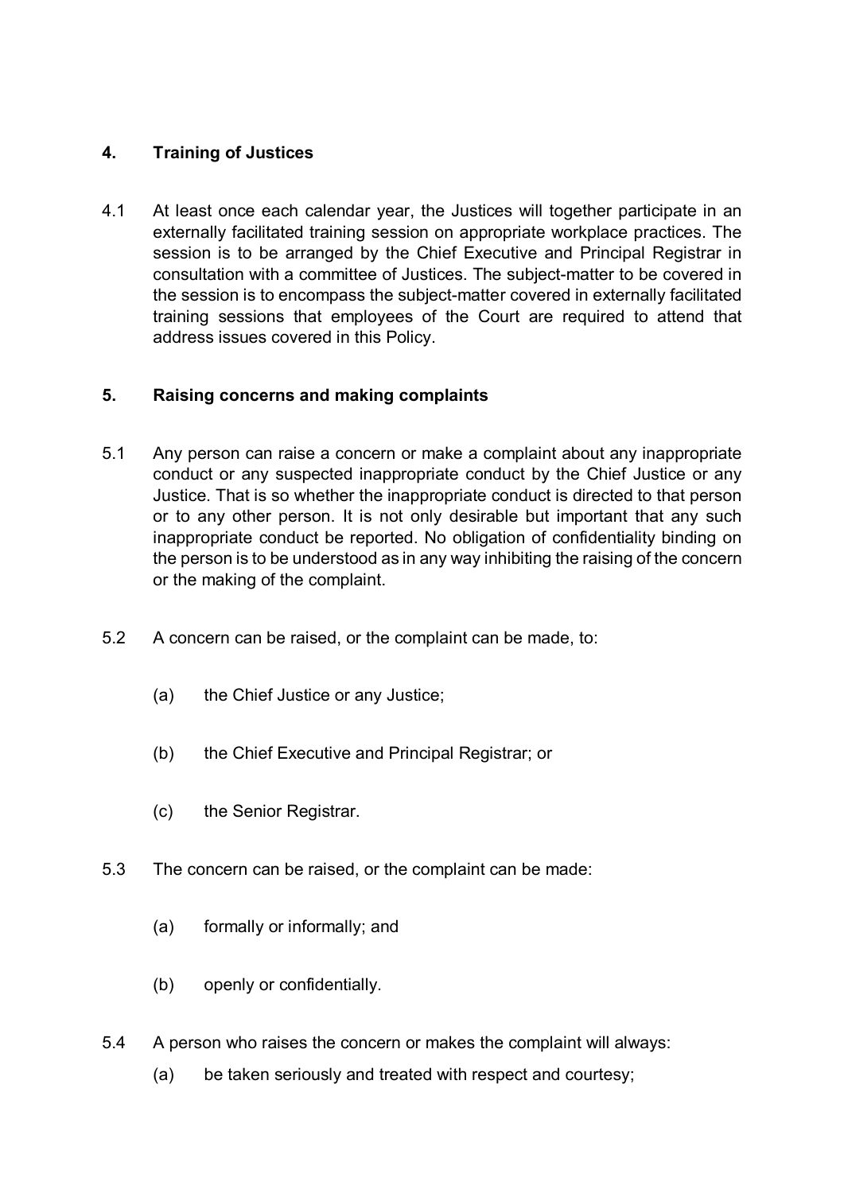## 4. Training of Justices

4.1 At least once each calendar year, the Justices will together participate in an externally facilitated training session on appropriate workplace practices. The session is to be arranged by the Chief Executive and Principal Registrar in consultation with a committee of Justices. The subject-matter to be covered in the session is to encompass the subject-matter covered in externally facilitated training sessions that employees of the Court are required to attend that address issues covered in this Policy.

## 5. Raising concerns and making complaints

5.1 Any person can raise a concern or make a complaint about any inappropriate conduct or any suspected inappropriate conduct by the Chief Justice or any Justice. That is so whether the inappropriate conduct is directed to that person or to any other person. It is not only desirable but important that any such inappropriate conduct be reported. No obligation of confidentiality binding on the person is to be understood as in any way inhibiting the raising of the concern or the making of the complaint.

5.2 A concern can be raised, or the complaint can be made, to:

- (a) the Chief Justice or any Justice;
- (b) the Chief Executive and Principal Registrar; or
- (c) the Senior Registrar.

5.3 The concern can be raised, or the complaint can be made:

- (a) formally or informally; and
- (b) openly or confidentially.

5.4 A person who raises the concern or makes the complaint will always:

- (a) be taken seriously and treated with respect and courtesy;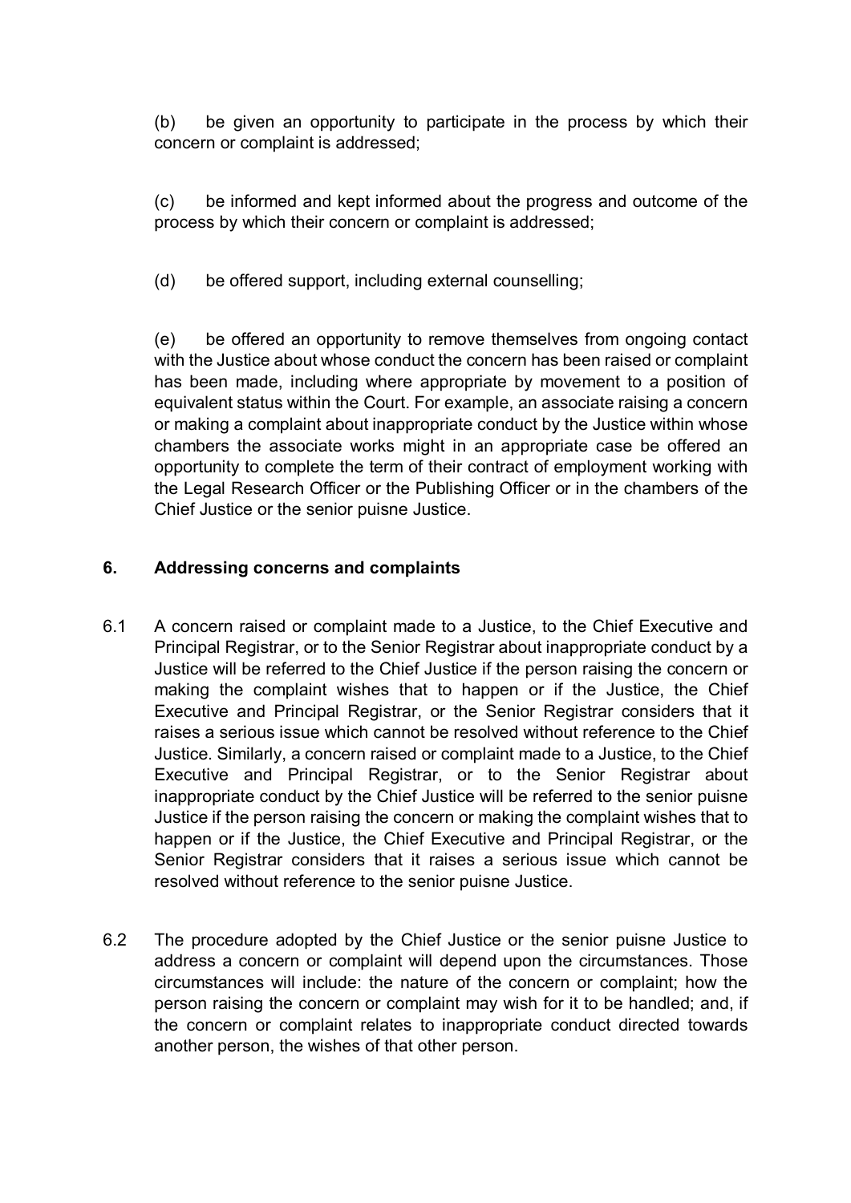(b) be given an opportunity to participate in the process by which their concern or complaint is addressed;

(c) be informed and kept informed about the progress and outcome of the process by which their concern or complaint is addressed;

(d) be offered support, including external counselling;

(e) be offered an opportunity to remove themselves from ongoing contact with the Justice about whose conduct the concern has been raised or complaint has been made, including where appropriate by movement to a position of equivalent status within the Court. For example, an associate raising a concern or making a complaint about inappropriate conduct by the Justice within whose chambers the associate works might in an appropriate case be offered an opportunity to complete the term of their contract of employment working with the Legal Research Officer or the Publishing Officer or in the chambers of the Chief Justice or the senior puisne Justice.

## 6. Addressing concerns and complaints

6.1 A concern raised or complaint made to a Justice, to the Chief Executive and Principal Registrar, or to the Senior Registrar about inappropriate conduct by a Justice will be referred to the Chief Justice if the person raising the concern or making the complaint wishes that to happen or if the Justice, the Chief Executive and Principal Registrar, or the Senior Registrar considers that it raises a serious issue which cannot be resolved without reference to the Chief Justice. Similarly, a concern raised or complaint made to a Justice, to the Chief Executive and Principal Registrar, or to the Senior Registrar about inappropriate conduct by the Chief Justice will be referred to the senior puisne Justice if the person raising the concern or making the complaint wishes that to happen or if the Justice, the Chief Executive and Principal Registrar, or the Senior Registrar considers that it raises a serious issue which cannot be resolved without reference to the senior puisne Justice.

6.2 The procedure adopted by the Chief Justice or the senior puisne Justice to address a concern or complaint will depend upon the circumstances. Those circumstances will include: the nature of the concern or complaint; how the person raising the concern or complaint may wish for it to be handled; and, if the concern or complaint relates to inappropriate conduct directed towards another person, the wishes of that other person.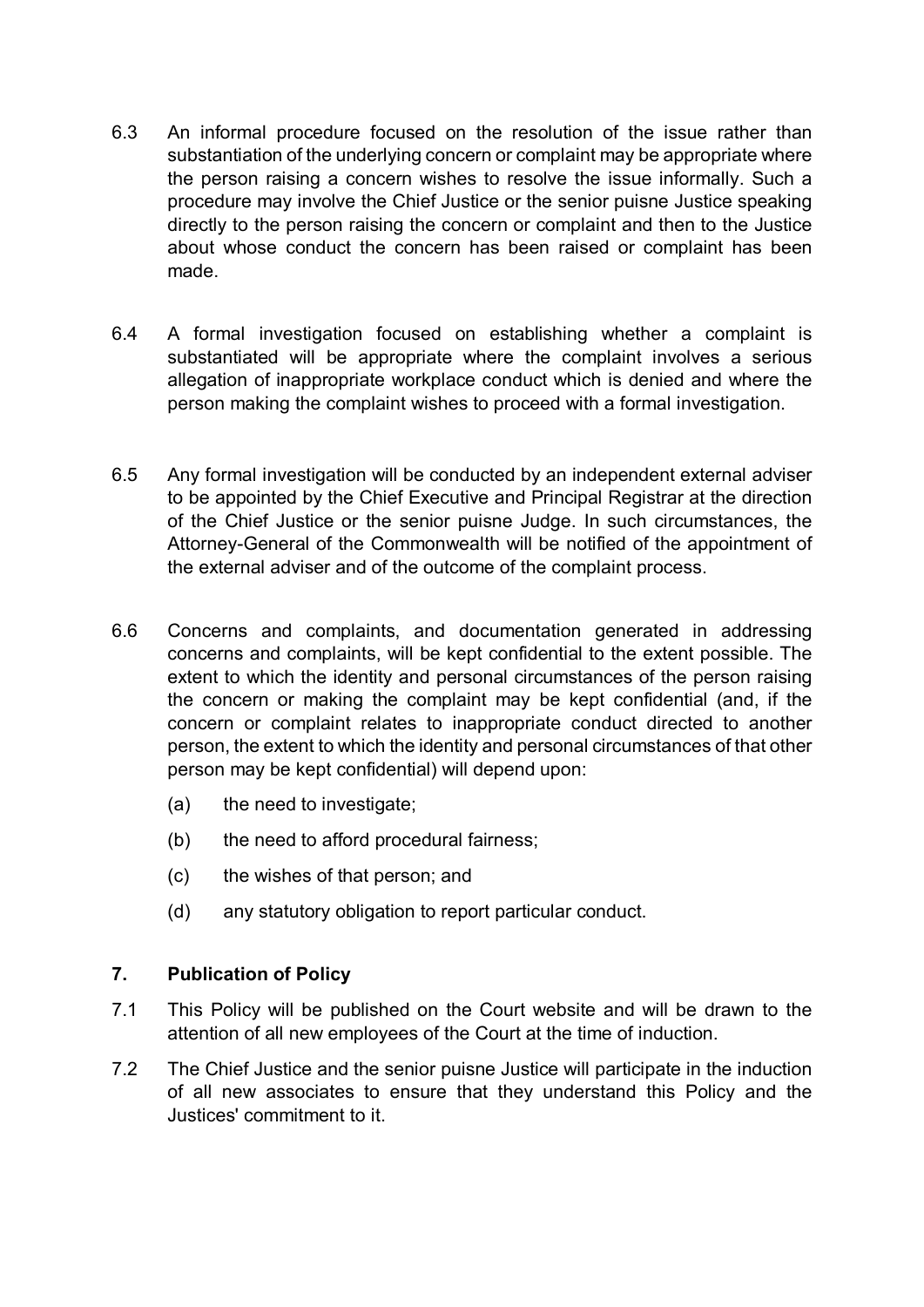6.3 An informal procedure focused on the resolution of the issue rather than substantiation of the underlying concern or complaint may be appropriate where the person raising a concern wishes to resolve the issue informally. Such a procedure may involve the Chief Justice or the senior puisne Justice speaking directly to the person raising the concern or complaint and then to the Justice about whose conduct the concern has been raised or complaint has been made.

6.4 A formal investigation focused on establishing whether a complaint is substantiated will be appropriate where the complaint involves a serious allegation of inappropriate workplace conduct which is denied and where the person making the complaint wishes to proceed with a formal investigation.

6.5 Any formal investigation will be conducted by an independent external adviser to be appointed by the Chief Executive and Principal Registrar at the direction of the Chief Justice or the senior puisne Judge. In such circumstances, the Attorney-General of the Commonwealth will be notified of the appointment of the external adviser and of the outcome of the complaint process.

6.6 Concerns and complaints, and documentation generated in addressing concerns and complaints, will be kept confidential to the extent possible. The extent to which the identity and personal circumstances of the person raising the concern or making the complaint may be kept confidential (and, if the concern or complaint relates to inappropriate conduct directed to another person, the extent to which the identity and personal circumstances of that other person may be kept confidential) will depend upon:

(a) the need to investigate;

(b) the need to afford procedural fairness;

(c) the wishes of that person; and

(d) any statutory obligation to report particular conduct.

## 7. Publication of Policy

7.1 This Policy will be published on the Court website and will be drawn to the attention of all new employees of the Court at the time of induction.

7.2 The Chief Justice and the senior puisne Justice will participate in the induction of all new associates to ensure that they understand this Policy and the Justices' commitment to it.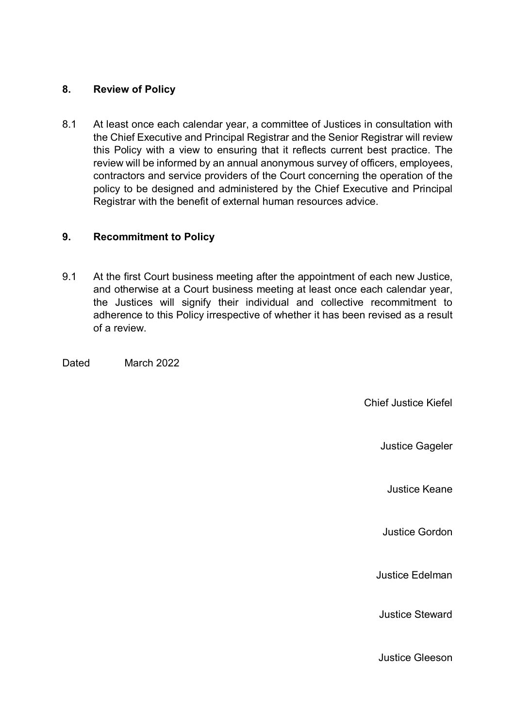## 8. Review of Policy

8.1 At least once each calendar year, a committee of Justices in consultation with the Chief Executive and Principal Registrar and the Senior Registrar will review this Policy with a view to ensuring that it reflects current best practice. The review will be informed by an annual anonymous survey of officers, employees, contractors and service providers of the Court concerning the operation of the policy to be designed and administered by the Chief Executive and Principal Registrar with the benefit of external human resources advice.

## 9. Recommitment to Policy

9.1 At the first Court business meeting after the appointment of each new Justice, and otherwise at a Court business meeting at least once each calendar year, the Justices will signify their individual and collective recommitment to adherence to this Policy irrespective of whether it has been revised as a result of a review.

Dated March 2022

Chief Justice Kiefel

Justice Gageler

Justice Keane

Justice Gordon

Justice Edelman

Justice Steward

Justice Gleeson